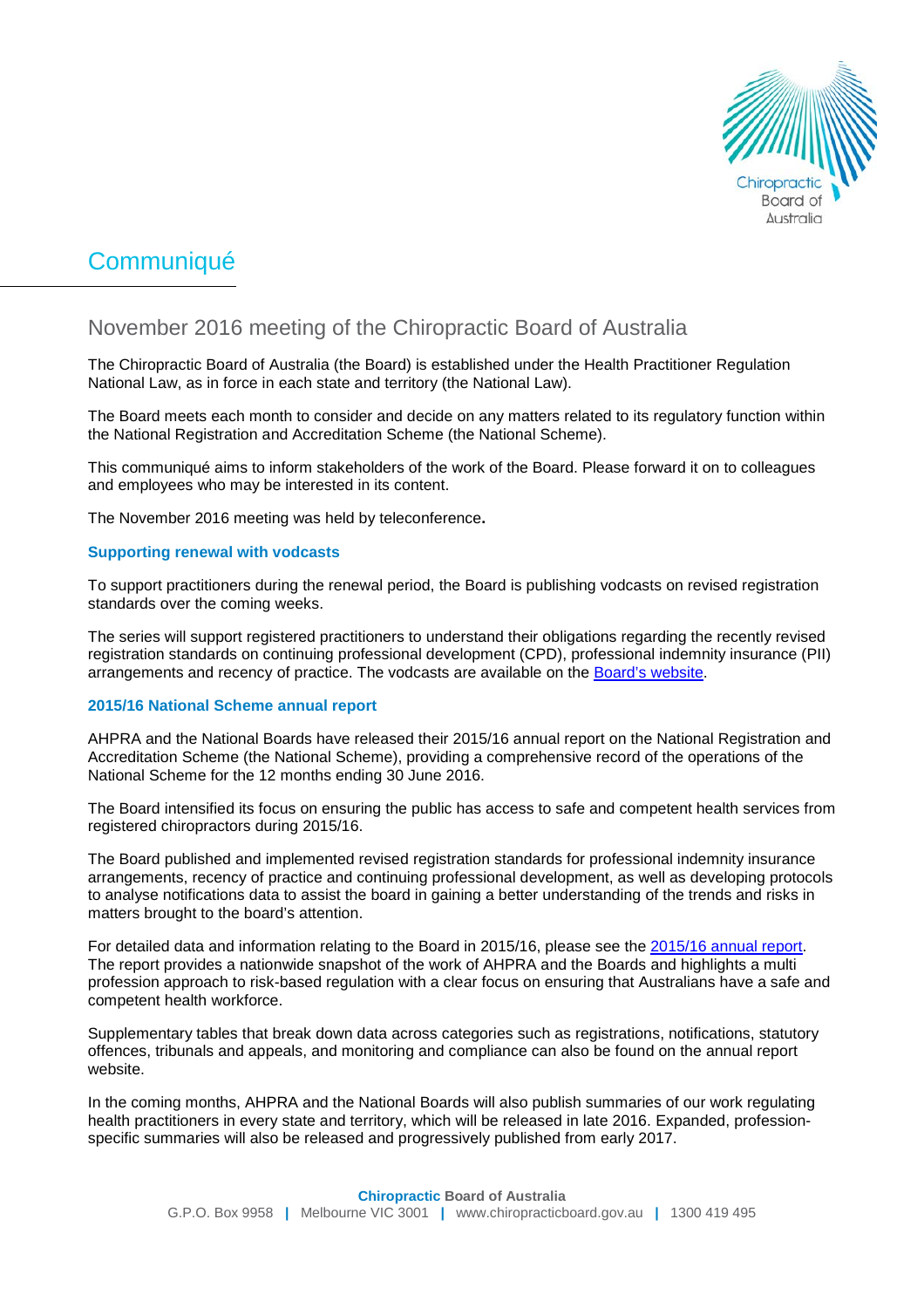# Communiqué

## November 2016 meeting of the Chiropractic Board of Australia

The Chiropractic Board of Australia (the Board) is established under the Health Practitioner Regulation National Law, as in force in each state and territory (the National Law).

The Board meets each month to consider and decide on any matters related to its regulatory function within the National Registration and Accreditation Scheme (the National Scheme).

This communiqué aims to inform stakeholders of the work of the Board. Please forward it on to colleagues and employees who may be interested in its content.

The November 2016 meeting was held by teleconference**.**

### Supporting renewal with vodcasts

To support practitioners during the renewal period, the Board is publishing vodcasts on revised registration standards over the coming weeks.

The series will support registered practitioners to understand their obligations regarding the recently revised registration standards on continuing professional development (CPD), professional indemnity insurance (PII) arrangements and recency of practice. The vodcasts are available on the Board's website.

### 2015/16 National Scheme annual report

AHPRA and the National Boards have released their 2015/16 annual report on the National Registration and Accreditation Scheme (the National Scheme), providing a comprehensive record of the operations of the National Scheme for the 12 months ending 30 June 2016.

The Board intensified its focus on ensuring the public has access to safe and competent health services from registered chiropractors during 2015/16.

The Board published and implemented revised registration standards for professional indemnity insurance arrangements, recency of practice and continuing professional development, as well as developing protocols to analyse notifications data to assist the board in gaining a better understanding of the trends and risks in matters brought to the board's attention.

For detailed data and information relating to the Board in 2015/16, please see the 2015/16 annual report. The report provides a nationwide snapshot of the work of AHPRA and the Boards and highlights a multi profession approach to risk-based regulation with a clear focus on ensuring that Australians have a safe and competent health workforce.

Supplementary tables that break down data across categories such as registrations, notifications, statutory offences, tribunals and appeals, and monitoring and compliance can also be found on the annual report website.

In the coming months, AHPRA and the National Boards will also publish summaries of our work regulating health practitioners in every state and territory, which will be released in late 2016. Expanded, profession-specific summaries will also be released and progressively published from early 2017.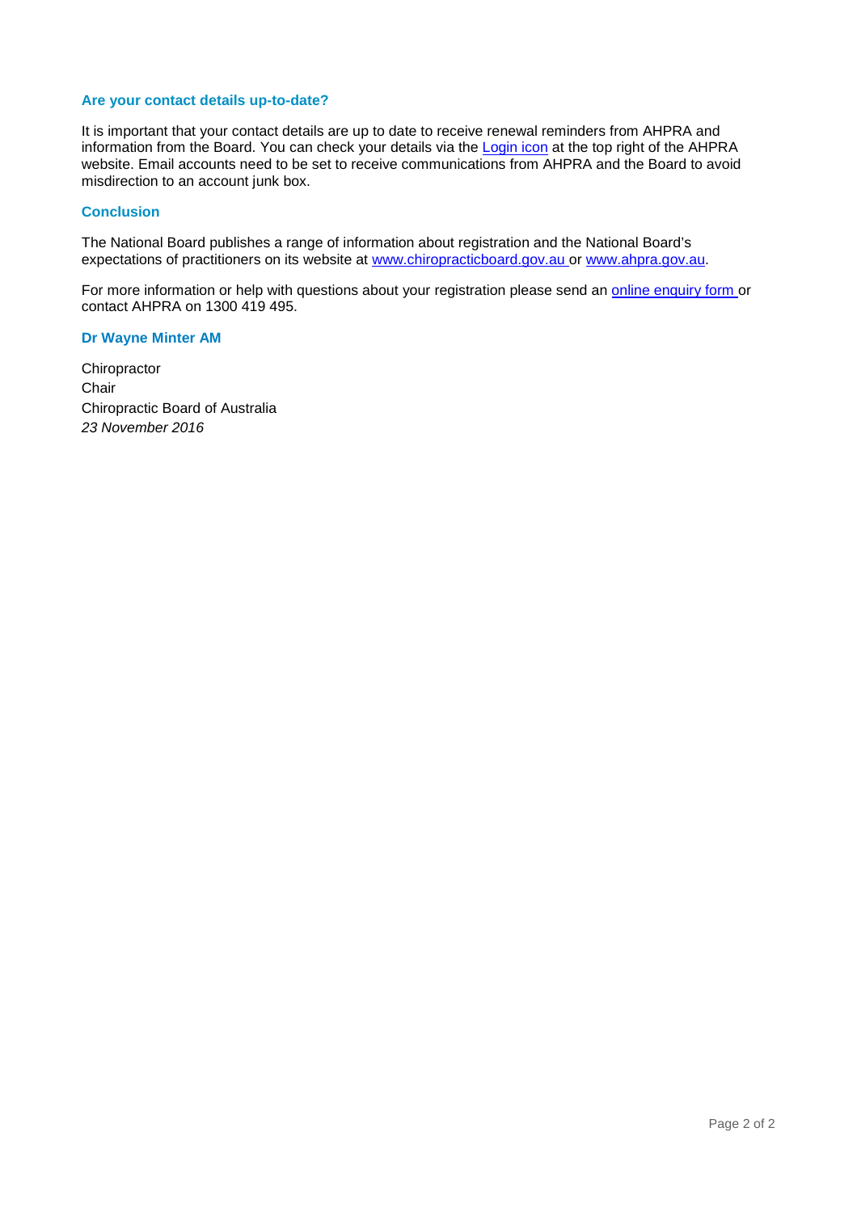### Are your contact details up-to-date?

It is important that your contact details are up to date to receive renewal reminders from AHPRA and information from the Board. You can check your details via the Login icon at the top right of the AHPRA website. Email accounts need to be set to receive communications from AHPRA and the Board to avoid misdirection to an account junk box.

### Conclusion

The National Board publishes a range of information about registration and the National Board's expectations of practitioners on its website at www.chiropracticboard.gov.au or www.ahpra.gov.au.

For more information or help with questions about your registration please send an online enquiry form or contact AHPRA on 1300 419 495.

### Dr Wayne Minter AM

Chiropractor
Chair
Chiropractic Board of Australia
*23 November 2016*